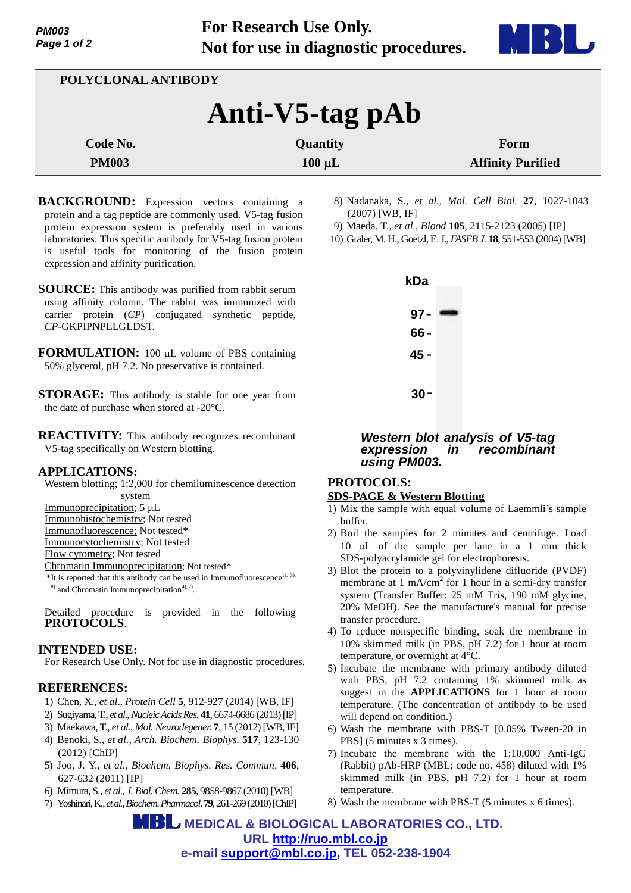For Research Use Only.
Not for use in diagnostic procedures.

POLYCLONAL ANTIBODY

# Anti-V5-tag pAb

| Code No. | Quantity | Form |
| --- | --- | --- |
| PM003 | 100 μL | Affinity Purified |

**BACKGROUND:** Expression vectors containing a protein and a tag peptide are commonly used. V5-tag fusion protein expression system is preferably used in various laboratories. This specific antibody for V5-tag fusion protein is useful tools for monitoring of the fusion protein expression and affinity purification.

**SOURCE:** This antibody was purified from rabbit serum using affinity colomn. The rabbit was immunized with carrier protein (*CP*) conjugated synthetic peptide, *CP*-GKPIPNPLLGLDST.

**FORMULATION:** 100 μL volume of PBS containing 50% glycerol, pH 7.2. No preservative is contained.

**STORAGE:** This antibody is stable for one year from the date of purchase when stored at -20°C.

**REACTIVITY:** This antibody recognizes recombinant V5-tag specifically on Western blotting.

## APPLICATIONS:

Western blotting; 1:2,000 for chemiluminescence detection system
Immunoprecipitation; 5 μL
Immunohistochemistry; Not tested
Immunofluorescence; Not tested*
Immunocytochemistry; Not tested
Flow cytometry; Not tested
Chromatin Immunoprecipitation; Not tested*
*It is reported that this antibody can be used in Immunofluorescence[1), 3), 8)] and Chromatin Immunoprecipitation[4), 7)].

Detailed procedure is provided in the following **PROTOCOLS**.

## INTENDED USE:

For Research Use Only. Not for use in diagnostic procedures.

## REFERENCES:

1) Chen, X., *et al., Protein Cell* **5**, 912-927 (2014) [WB, IF]
2) Sugiyama, T., *et al., Nucleic Acids Res.* **41**, 6674-6686 (2013) [IP]
3) Maekawa, T., *et al., Mol. Neurodegener.* **7**, 15 (2012) [WB, IF]
4) Benoki, S., *et al., Arch. Biochem. Biophys.* **517**, 123-130 (2012) [ChIP]
5) Joo, J. Y., *et al., Biochem. Biophys. Res. Commun*. **406**, 627-632 (2011) [IP]
6) Mimura, S., *et al., J. Biol. Chem.* **285**, 9858-9867 (2010) [WB]
7) Yoshinari, K., *et al., Biochem. Pharmacol.* **79**, 261-269 (2010) [ChIP]
8) Nadanaka, S., *et al., Mol. Cell Biol.* **27**, 1027-1043 (2007) [WB, IF]
9) Maeda, T., *et al., Blood* **105**, 2115-2123 (2005) [IP]
10) Gräler, M. H., Goetzl, E. J., *FASEB J.* **18**, 551-553 (2004) [WB]

kDa
97 -
66 -
45 -
30 -

***Western blot analysis of V5-tag expression in recombinant using PM003.***

## PROTOCOLS:

### SDS-PAGE & Western Blotting

1) Mix the sample with equal volume of Laemmli's sample buffer.
2) Boil the samples for 2 minutes and centrifuge. Load 10 μL of the sample per lane in a 1 mm thick SDS-polyacrylamide gel for electrophoresis.
3) Blot the protein to a polyvinylidene difluoride (PVDF) membrane at 1 mA/cm$^2$ for 1 hour in a semi-dry transfer system (Transfer Buffer: 25 mM Tris, 190 mM glycine, 20% MeOH). See the manufacture's manual for precise transfer procedure.
4) To reduce nonspecific binding, soak the membrane in 10% skimmed milk (in PBS, pH 7.2) for 1 hour at room temperature, or overnight at 4°C.
5) Incubate the membrane with primary antibody diluted with PBS, pH 7.2 containing 1% skimmed milk as suggest in the **APPLICATIONS** for 1 hour at room temperature. (The concentration of antibody to be used will depend on condition.)
6) Wash the membrane with PBS-T [0.05% Tween-20 in PBS] (5 minutes x 3 times).
7) Incubate the membrane with the 1:10,000 Anti-IgG (Rabbit) pAb-HRP (MBL; code no. 458) diluted with 1% skimmed milk (in PBS, pH 7.2) for 1 hour at room temperature.
8) Wash the membrane with PBS-T (5 minutes x 6 times).

MEDICAL & BIOLOGICAL LABORATORIES CO., LTD.
URL http://ruo.mbl.co.jp
e-mail support@mbl.co.jp, TEL 052-238-1904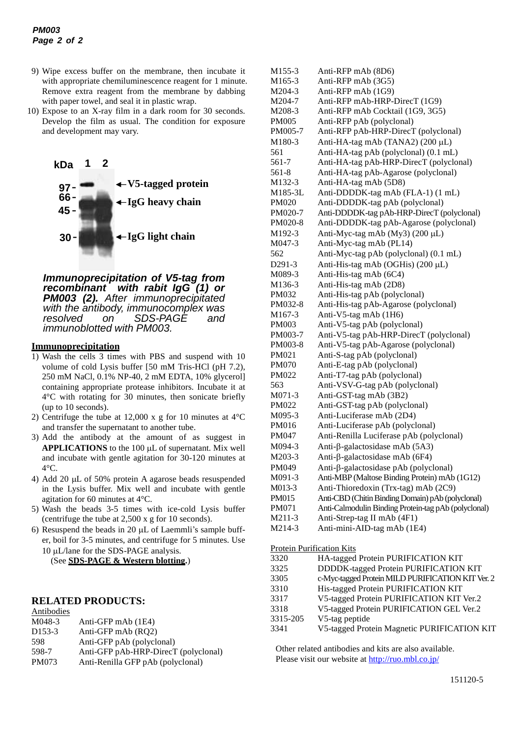9) Wipe excess buffer on the membrane, then incubate it with appropriate chemiluminescence reagent for 1 minute. Remove extra reagent from the membrane by dabbing with paper towel, and seal it in plastic wrap.
10) Expose to an X-ray film in a dark room for 30 seconds. Develop the film as usual. The condition for exposure and development may vary.

kDa 1 2

97-

66-

45-

30-

←V5-tagged protein

←IgG heavy chain

←IgG light chain

***Immunoprecipitation of V5-tag from recombinant with rabit IgG (1) or PM003 (2).*** *After immunoprecipitated with the antibody, immunocomplex was resolved on SDS-PAGE and immunoblotted with PM003.*

**Immunoprecipitation**

1) Wash the cells 3 times with PBS and suspend with 10 volume of cold Lysis buffer [50 mM Tris-HCl (pH 7.2), 250 mM NaCl, 0.1% NP-40, 2 mM EDTA, 10% glycerol] containing appropriate protease inhibitors. Incubate it at 4°C with rotating for 30 minutes, then sonicate briefly (up to 10 seconds).
2) Centrifuge the tube at 12,000 x g for 10 minutes at 4°C and transfer the supernatant to another tube.
3) Add the antibody at the amount of as suggest in **APPLICATIONS** to the 100 μL of supernatant. Mix well and incubate with gentle agitation for 30-120 minutes at 4°C.
4) Add 20 μL of 50% protein A agarose beads resuspended in the Lysis buffer. Mix well and incubate with gentle agitation for 60 minutes at 4°C.
5) Wash the beads 3-5 times with ice-cold Lysis buffer (centrifuge the tube at 2,500 x g for 10 seconds).
6) Resuspend the beads in 20 μL of Laemmli's sample buffer, boil for 3-5 minutes, and centrifuge for 5 minutes. Use 10 μL/lane for the SDS-PAGE analysis.
   (See **SDS-PAGE & Western blotting**.)

## RELATED PRODUCTS:

Antibodies

| | |
|---|---|
| M048-3 | Anti-GFP mAb (1E4) |
| D153-3 | Anti-GFP mAb (RQ2) |
| 598 | Anti-GFP pAb (polyclonal) |
| 598-7 | Anti-GFP pAb-HRP-DirecT (polyclonal) |
| PM073 | Anti-Renilla GFP pAb (polyclonal) |
| M155-3 | Anti-RFP mAb (8D6) |
| M165-3 | Anti-RFP mAb (3G5) |
| M204-3 | Anti-RFP mAb (1G9) |
| M204-7 | Anti-RFP mAb-HRP-DirecT (1G9) |
| M208-3 | Anti-RFP mAb Cocktail (1G9, 3G5) |
| PM005 | Anti-RFP pAb (polyclonal) |
| PM005-7 | Anti-RFP pAb-HRP-DirecT (polyclonal) |
| M180-3 | Anti-HA-tag mAb (TANA2) (200 μL) |
| 561 | Anti-HA-tag pAb (polyclonal) (0.1 mL) |
| 561-7 | Anti-HA-tag pAb-HRP-DirecT (polyclonal) |
| 561-8 | Anti-HA-tag pAb-Agarose (polyclonal) |
| M132-3 | Anti-HA-tag mAb (5D8) |
| M185-3L | Anti-DDDDK-tag mAb (FLA-1) (1 mL) |
| PM020 | Anti-DDDDK-tag pAb (polyclonal) |
| PM020-7 | Anti-DDDDK-tag pAb-HRP-DirecT (polyclonal) |
| PM020-8 | Anti-DDDDK-tag pAb-Agarose (polyclonal) |
| M192-3 | Anti-Myc-tag mAb (My3) (200 μL) |
| M047-3 | Anti-Myc-tag mAb (PL14) |
| 562 | Anti-Myc-tag pAb (polyclonal) (0.1 mL) |
| D291-3 | Anti-His-tag mAb (OGHis) (200 μL) |
| M089-3 | Anti-His-tag mAb (6C4) |
| M136-3 | Anti-His-tag mAb (2D8) |
| PM032 | Anti-His-tag pAb (polyclonal) |
| PM032-8 | Anti-His-tag pAb-Agarose (polyclonal) |
| M167-3 | Anti-V5-tag mAb (1H6) |
| PM003 | Anti-V5-tag pAb (polyclonal) |
| PM003-7 | Anti-V5-tag pAb-HRP-DirecT (polyclonal) |
| PM003-8 | Anti-V5-tag pAb-Agarose (polyclonal) |
| PM021 | Anti-S-tag pAb (polyclonal) |
| PM070 | Anti-E-tag pAb (polyclonal) |
| PM022 | Anti-T7-tag pAb (polyclonal) |
| 563 | Anti-VSV-G-tag pAb (polyclonal) |
| M071-3 | Anti-GST-tag mAb (3B2) |
| PM022 | Anti-GST-tag pAb (polyclonal) |
| M095-3 | Anti-Luciferase mAb (2D4) |
| PM016 | Anti-Luciferase pAb (polyclonal) |
| PM047 | Anti-Renilla Luciferase pAb (polyclonal) |
| M094-3 | Anti-β-galactosidase mAb (5A3) |
| M203-3 | Anti-β-galactosidase mAb (6F4) |
| PM049 | Anti-β-galactosidase pAb (polyclonal) |
| M091-3 | Anti-MBP (Maltose Binding Protein) mAb (1G12) |
| M013-3 | Anti-Thioredoxin (Trx-tag) mAb (2C9) |
| PM015 | Anti-CBD (Chitin Binding Domain) pAb (polyclonal) |
| PM071 | Anti-Calmodulin Binding Protein-tag pAb (polyclonal) |
| M211-3 | Anti-Strep-tag II mAb (4F1) |
| M214-3 | Anti-mini-AID-tag mAb (1E4) |

Protein Purification Kits

| | |
|---|---|
| 3320 | HA-tagged Protein PURIFICATION KIT |
| 3325 | DDDDK-tagged Protein PURIFICATION KIT |
| 3305 | c-Myc-tagged Protein MILD PURIFICATION KIT Ver. 2 |
| 3310 | His-tagged Protein PURIFICATION KIT |
| 3317 | V5-tagged Protein PURIFICATION KIT Ver.2 |
| 3318 | V5-tagged Protein PURIFICATION GEL Ver.2 |
| 3315-205 | V5-tag peptide |
| 3341 | V5-tagged Protein Magnetic PURIFICATION KIT |

Other related antibodies and kits are also available.
Please visit our website at http://ruo.mbl.co.jp/

151120-5